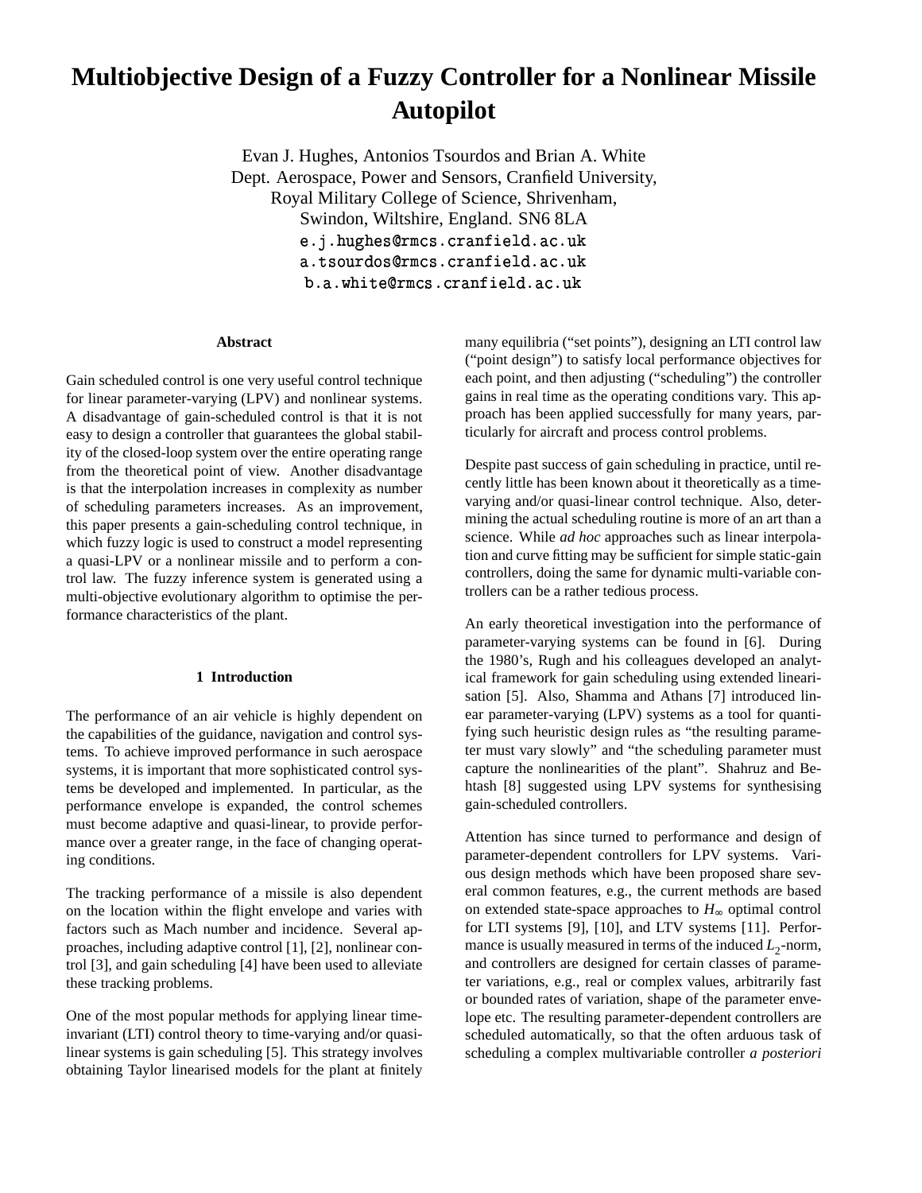# Multiobjective Design of a Fuzzy Controller for a Nonlinear Missile Autopilot

Evan J. Hughes, Antonios Tsourdos and Brian A. White
Dept. Aerospace, Power and Sensors, Cranfield University,
Royal Military College of Science, Shrivenham,
Swindon, Wiltshire, England. SN6 8LA
e.j.hughes@rmcs.cranfield.ac.uk
a.tsourdos@rmcs.cranfield.ac.uk
b.a.white@rmcs.cranfield.ac.uk

### Abstract

Gain scheduled control is one very useful control technique for linear parameter-varying (LPV) and nonlinear systems. A disadvantage of gain-scheduled control is that it is not easy to design a controller that guarantees the global stability of the closed-loop system over the entire operating range from the theoretical point of view. Another disadvantage is that the interpolation increases in complexity as number of scheduling parameters increases. As an improvement, this paper presents a gain-scheduling control technique, in which fuzzy logic is used to construct a model representing a quasi-LPV or a nonlinear missile and to perform a control law. The fuzzy inference system is generated using a multi-objective evolutionary algorithm to optimise the performance characteristics of the plant.

## 1 Introduction

The performance of an air vehicle is highly dependent on the capabilities of the guidance, navigation and control systems. To achieve improved performance in such aerospace systems, it is important that more sophisticated control systems be developed and implemented. In particular, as the performance envelope is expanded, the control schemes must become adaptive and quasi-linear, to provide performance over a greater range, in the face of changing operating conditions.

The tracking performance of a missile is also dependent on the location within the flight envelope and varies with factors such as Mach number and incidence. Several approaches, including adaptive control [1], [2], nonlinear control [3], and gain scheduling [4] have been used to alleviate these tracking problems.

One of the most popular methods for applying linear time-invariant (LTI) control theory to time-varying and/or quasi-linear systems is gain scheduling [5]. This strategy involves obtaining Taylor linearised models for the plant at finitely many equilibria ("set points"), designing an LTI control law ("point design") to satisfy local performance objectives for each point, and then adjusting ("scheduling") the controller gains in real time as the operating conditions vary. This approach has been applied successfully for many years, particularly for aircraft and process control problems.

Despite past success of gain scheduling in practice, until recently little has been known about it theoretically as a time-varying and/or quasi-linear control technique. Also, determining the actual scheduling routine is more of an art than a science. While *ad hoc* approaches such as linear interpolation and curve fitting may be sufficient for simple static-gain controllers, doing the same for dynamic multi-variable controllers can be a rather tedious process.

An early theoretical investigation into the performance of parameter-varying systems can be found in [6]. During the 1980's, Rugh and his colleagues developed an analytical framework for gain scheduling using extended linearisation [5]. Also, Shamma and Athans [7] introduced linear parameter-varying (LPV) systems as a tool for quantifying such heuristic design rules as "the resulting parameter must vary slowly" and "the scheduling parameter must capture the nonlinearities of the plant". Shahruz and Behtash [8] suggested using LPV systems for synthesising gain-scheduled controllers.

Attention has since turned to performance and design of parameter-dependent controllers for LPV systems. Various design methods which have been proposed share several common features, e.g., the current methods are based on extended state-space approaches to $H_\infty$ optimal control for LTI systems [9], [10], and LTV systems [11]. Performance is usually measured in terms of the induced $L_2$-norm, and controllers are designed for certain classes of parameter variations, e.g., real or complex values, arbitrarily fast or bounded rates of variation, shape of the parameter envelope etc. The resulting parameter-dependent controllers are scheduled automatically, so that the often arduous task of scheduling a complex multivariable controller *a posteriori*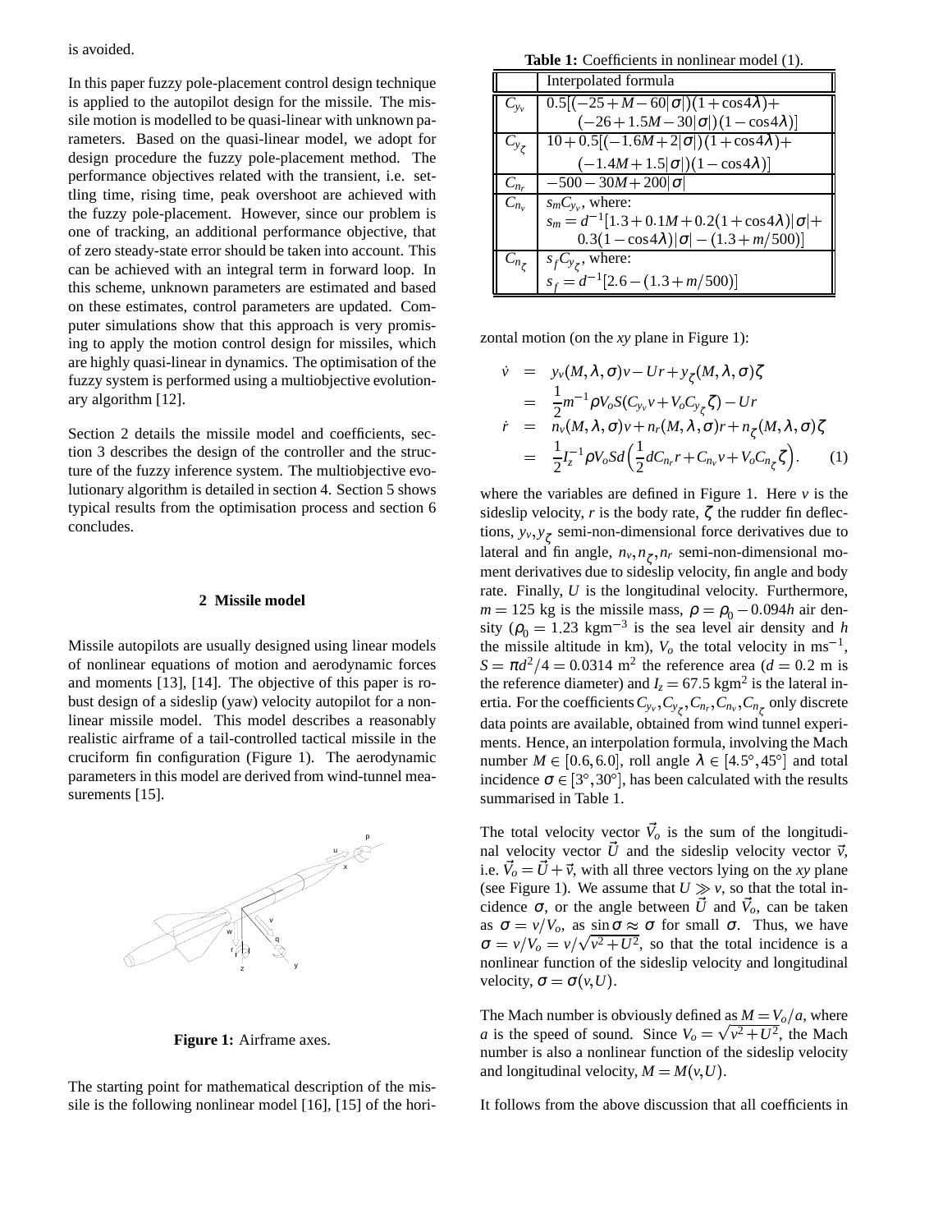is avoided.

In this paper fuzzy pole-placement control design technique is applied to the autopilot design for the missile. The missile motion is modelled to be quasi-linear with unknown parameters. Based on the quasi-linear model, we adopt for design procedure the fuzzy pole-placement method. The performance objectives related with the transient, i.e. settling time, rising time, peak overshoot are achieved with the fuzzy pole-placement. However, since our problem is one of tracking, an additional performance objective, that of zero steady-state error should be taken into account. This can be achieved with an integral term in forward loop. In this scheme, unknown parameters are estimated and based on these estimates, control parameters are updated. Computer simulations show that this approach is very promising to apply the motion control design for missiles, which are highly quasi-linear in dynamics. The optimisation of the fuzzy system is performed using a multiobjective evolutionary algorithm [12].

Section 2 details the missile model and coefficients, section 3 describes the design of the controller and the structure of the fuzzy inference system. The multiobjective evolutionary algorithm is detailed in section 4. Section 5 shows typical results from the optimisation process and section 6 concludes.

## 2 Missile model

Missile autopilots are usually designed using linear models of nonlinear equations of motion and aerodynamic forces and moments [13], [14]. The objective of this paper is robust design of a sideslip (yaw) velocity autopilot for a nonlinear missile model. This model describes a reasonably realistic airframe of a tail-controlled tactical missile in the cruciform fin configuration (Figure 1). The aerodynamic parameters in this model are derived from wind-tunnel measurements [15].

**Figure 1:** Airframe axes.

The starting point for mathematical description of the missile is the following nonlinear model [16], [15] of the horizontal motion (on the *xy* plane in Figure 1):

$$
\begin{aligned}
\dot{v} &= y_v(M,\lambda,\sigma)v - Ur + y_\zeta(M,\lambda,\sigma)\zeta \\
&= \frac{1}{2}m^{-1}\rho V_o S(C_{y_v}v + V_o C_{y_\zeta}\zeta) - Ur \\
\dot{r} &= n_v(M,\lambda,\sigma)v + n_r(M,\lambda,\sigma)r + n_\zeta(M,\lambda,\sigma)\zeta \\
&= \frac{1}{2}I_z^{-1}\rho V_o S d\Big(\frac{1}{2}dC_{n_r}r + C_{n_v}v + V_o C_{n_\zeta}\zeta\Big). \qquad (1)
\end{aligned}
$$

**Table 1:** Coefficients in nonlinear model (1).

| | Interpolated formula |
|---|---|
| $C_{y_v}$ | $0.5[(-25+M-60\lvert\sigma\rvert)(1+\cos 4\lambda)+ (-26+1.5M-30\lvert\sigma\rvert)(1-\cos 4\lambda)]$ |
| $C_{y_\zeta}$ | $10+0.5[(-1.6M+2\lvert\sigma\rvert)(1+\cos 4\lambda)+ (-1.4M+1.5\lvert\sigma\rvert)(1-\cos 4\lambda)]$ |
| $C_{n_r}$ | $-500-30M+200\lvert\sigma\rvert$ |
| $C_{n_v}$ | $s_m C_{y_v}$, where: $s_m = d^{-1}[1.3+0.1M+0.2(1+\cos 4\lambda)\lvert\sigma\rvert+ 0.3(1-\cos 4\lambda)\lvert\sigma\rvert-(1.3+m/500)]$ |
| $C_{n_\zeta}$ | $s_f C_{y_\zeta}$, where: $s_f = d^{-1}[2.6-(1.3+m/500)]$ |

where the variables are defined in Figure 1. Here $v$ is the sideslip velocity, $r$ is the body rate, $\zeta$ the rudder fin deflections, $y_v, y_\zeta$ semi-non-dimensional force derivatives due to lateral and fin angle, $n_v, n_\zeta, n_r$ semi-non-dimensional moment derivatives due to sideslip velocity, fin angle and body rate. Finally, $U$ is the longitudinal velocity. Furthermore, $m = 125$ kg is the missile mass, $\rho = \rho_0 - 0.094h$ air density ($\rho_0 = 1.23$ kgm$^{-3}$ is the sea level air density and $h$ the missile altitude in km), $V_o$ the total velocity in ms$^{-1}$, $S = \pi d^2/4 = 0.0314$ m$^2$ the reference area ($d = 0.2$ m is the reference diameter) and $I_z = 67.5$ kgm$^2$ is the lateral inertia. For the coefficients $C_{y_v}, C_{y_\zeta}, C_{n_r}, C_{n_v}, C_{n_\zeta}$ only discrete data points are available, obtained from wind tunnel experiments. Hence, an interpolation formula, involving the Mach number $M \in [0.6, 6.0]$, roll angle $\lambda \in [4.5°, 45°]$ and total incidence $\sigma \in [3°, 30°]$, has been calculated with the results summarised in Table 1.

The total velocity vector $\vec{V_o}$ is the sum of the longitudinal velocity vector $\vec{U}$ and the sideslip velocity vector $\vec{v}$, i.e. $\vec{V_o} = \vec{U} + \vec{v}$, with all three vectors lying on the *xy* plane (see Figure 1). We assume that $U \gg v$, so that the total incidence $\sigma$, or the angle between $\vec{U}$ and $\vec{V_o}$, can be taken as $\sigma = v/V_o$, as $\sin\sigma \approx \sigma$ for small $\sigma$. Thus, we have $\sigma = v/V_o = v/\sqrt{v^2+U^2}$, so that the total incidence is a nonlinear function of the sideslip velocity and longitudinal velocity, $\sigma = \sigma(v,U)$.

The Mach number is obviously defined as $M = V_o/a$, where $a$ is the speed of sound. Since $V_o = \sqrt{v^2+U^2}$, the Mach number is also a nonlinear function of the sideslip velocity and longitudinal velocity, $M = M(v,U)$.

It follows from the above discussion that all coefficients in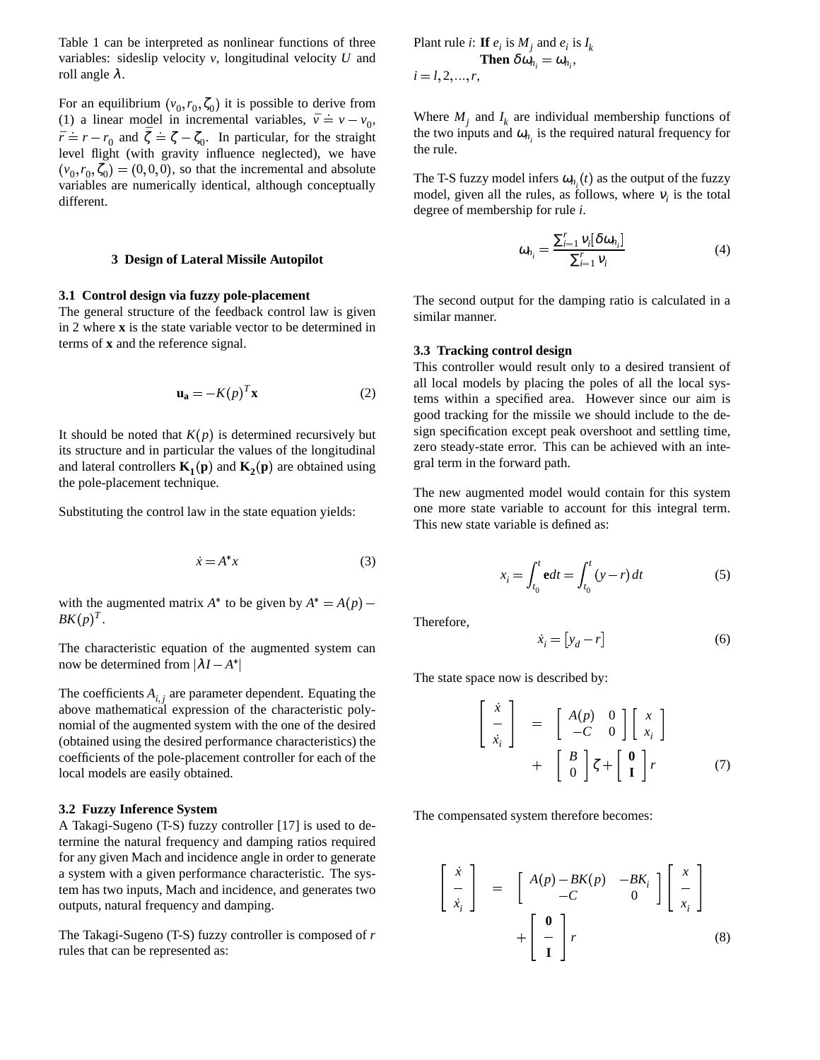Table 1 can be interpreted as nonlinear functions of three variables: sideslip velocity $v$, longitudinal velocity $U$ and roll angle $\lambda$.

For an equilibrium $(v_0, r_0, \zeta_0)$ it is possible to derive from (1) a linear model in incremental variables, $\bar{v} \doteq v - v_0$, $\bar{r} \doteq r - r_0$ and $\bar{\zeta} \doteq \zeta - \zeta_0$. In particular, for the straight level flight (with gravity influence neglected), we have $(v_0, r_0, \zeta_0) = (0, 0, 0)$, so that the incremental and absolute variables are numerically identical, although conceptually different.

## 3 Design of Lateral Missile Autopilot

### 3.1 Control design via fuzzy pole-placement

The general structure of the feedback control law is given in 2 where **x** is the state variable vector to be determined in terms of **x** and the reference signal.

$$\mathbf{u_a} = -K(p)^T \mathbf{x} \tag{2}$$

It should be noted that $K(p)$ is determined recursively but its structure and in particular the values of the longitudinal and lateral controllers $\mathbf{K_1(p)}$ and $\mathbf{K_2(p)}$ are obtained using the pole-placement technique.

Substituting the control law in the state equation yields:

$$\dot{x} = A^* x \tag{3}$$

with the augmented matrix $A^*$ to be given by $A^* = A(p) - BK(p)^T$.

The characteristic equation of the augmented system can now be determined from $|\lambda I - A^*|$

The coefficients $A_{i,j}$ are parameter dependent. Equating the above mathematical expression of the characteristic polynomial of the augmented system with the one of the desired (obtained using the desired performance characteristics) the coefficients of the pole-placement controller for each of the local models are easily obtained.

### 3.2 Fuzzy Inference System

A Takagi-Sugeno (T-S) fuzzy controller [17] is used to determine the natural frequency and damping ratios required for any given Mach and incidence angle in order to generate a system with a given performance characteristic. The system has two inputs, Mach and incidence, and generates two outputs, natural frequency and damping.

The Takagi-Sugeno (T-S) fuzzy controller is composed of $r$ rules that can be represented as:

Plant rule $i$: **If** $e_i$ is $M_j$ and $e_i$ is $I_k$
**Then** $\delta\omega_{h_i} = \omega_{h_i}$,
$i = l, 2, \ldots, r$,

Where $M_j$ and $I_k$ are individual membership functions of the two inputs and $\omega_{h_i}$ is the required natural frequency for the rule.

The T-S fuzzy model infers $\omega_{h_i}(t)$ as the output of the fuzzy model, given all the rules, as follows, where $\nu_i$ is the total degree of membership for rule $i$.

$$\omega_{h_i} = \frac{\sum_{i=1}^{r} \nu_i [\delta\omega_{h_i}]}{\sum_{i=1}^{r} \nu_i} \tag{4}$$

The second output for the damping ratio is calculated in a similar manner.

### 3.3 Tracking control design

This controller would result only to a desired transient of all local models by placing the poles of all the local systems within a specified area. However since our aim is good tracking for the missile we should include to the design specification except peak overshoot and settling time, zero steady-state error. This can be achieved with an integral term in the forward path.

The new augmented model would contain for this system one more state variable to account for this integral term. This new state variable is defined as:

$$x_i = \int_{t_0}^{t} \mathbf{e} dt = \int_{t_0}^{t} (y - r)\, dt \tag{5}$$

Therefore,

$$\dot{x}_i = [y_d - r] \tag{6}$$

The state space now is described by:

$$\begin{bmatrix} \dot{x} \\ - \\ \dot{x}_i \end{bmatrix} = \begin{bmatrix} A(p) & 0 \\ -C & 0 \end{bmatrix} \begin{bmatrix} x \\ x_i \end{bmatrix} + \begin{bmatrix} B \\ 0 \end{bmatrix} \zeta + \begin{bmatrix} \mathbf{0} \\ \mathbf{I} \end{bmatrix} r \tag{7}$$

The compensated system therefore becomes:

$$\begin{bmatrix} \dot{x} \\ - \\ \dot{x}_i \end{bmatrix} = \begin{bmatrix} A(p) - BK(p) & -BK_i \\ -C & 0 \end{bmatrix} \begin{bmatrix} x \\ - \\ x_i \end{bmatrix} + \begin{bmatrix} \mathbf{0} \\ - \\ \mathbf{I} \end{bmatrix} r \tag{8}$$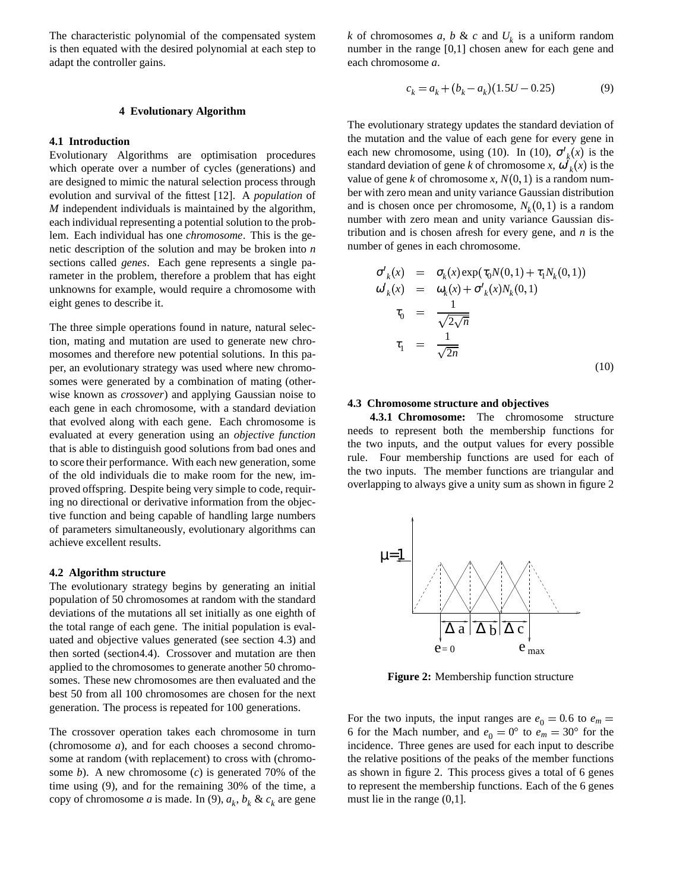The characteristic polynomial of the compensated system is then equated with the desired polynomial at each step to adapt the controller gains.

## 4 Evolutionary Algorithm

### 4.1 Introduction

Evolutionary Algorithms are optimisation procedures which operate over a number of cycles (generations) and are designed to mimic the natural selection process through evolution and survival of the fittest [12]. A *population* of $M$ independent individuals is maintained by the algorithm, each individual representing a potential solution to the problem. Each individual has one *chromosome*. This is the genetic description of the solution and may be broken into $n$ sections called *genes*. Each gene represents a single parameter in the problem, therefore a problem that has eight unknowns for example, would require a chromosome with eight genes to describe it.

The three simple operations found in nature, natural selection, mating and mutation are used to generate new chromosomes and therefore new potential solutions. In this paper, an evolutionary strategy was used where new chromosomes were generated by a combination of mating (otherwise known as *crossover*) and applying Gaussian noise to each gene in each chromosome, with a standard deviation that evolved along with each gene. Each chromosome is evaluated at every generation using an *objective function* that is able to distinguish good solutions from bad ones and to score their performance. With each new generation, some of the old individuals die to make room for the new, improved offspring. Despite being very simple to code, requiring no directional or derivative information from the objective function and being capable of handling large numbers of parameters simultaneously, evolutionary algorithms can achieve excellent results.

### 4.2 Algorithm structure

The evolutionary strategy begins by generating an initial population of 50 chromosomes at random with the standard deviations of the mutations all set initially as one eighth of the total range of each gene. The initial population is evaluated and objective values generated (see section 4.3) and then sorted (section4.4). Crossover and mutation are then applied to the chromosomes to generate another 50 chromosomes. These new chromosomes are then evaluated and the best 50 from all 100 chromosomes are chosen for the next generation. The process is repeated for 100 generations.

The crossover operation takes each chromosome in turn (chromosome $a$), and for each chooses a second chromosome at random (with replacement) to cross with (chromosome $b$). A new chromosome ($c$) is generated 70% of the time using (9), and for the remaining 30% of the time, a copy of chromosome $a$ is made. In (9), $a_k$, $b_k$ & $c_k$ are gene $k$ of chromosomes $a$, $b$ & $c$ and $U_k$ is a uniform random number in the range [0,1] chosen anew for each gene and each chromosome $a$.

$$c_k = a_k + (b_k - a_k)(1.5U - 0.25) \tag{9}$$

The evolutionary strategy updates the standard deviation of the mutation and the value of each gene for every gene in each new chromosome, using (10). In (10), $\sigma'_k(x)$ is the standard deviation of gene $k$ of chromosome $x$, $\omega'_k(x)$ is the value of gene $k$ of chromosome $x$, $N(0,1)$ is a random number with zero mean and unity variance Gaussian distribution and is chosen once per chromosome, $N_k(0,1)$ is a random number with zero mean and unity variance Gaussian distribution and is chosen afresh for every gene, and $n$ is the number of genes in each chromosome.

$$\begin{aligned}
\sigma'_k(x) &= \sigma_k(x)\exp(\tau_0 N(0,1) + \tau_1 N_k(0,1)) \\
\omega'_k(x) &= \omega_k(x) + \sigma'_k(x) N_k(0,1) \\
\tau_0 &= \frac{1}{\sqrt{2\sqrt{n}}} \\
\tau_1 &= \frac{1}{\sqrt{2n}}
\end{aligned} \tag{10}$$

### 4.3 Chromosome structure and objectives

**4.3.1 Chromosome:** The chromosome structure needs to represent both the membership functions for the two inputs, and the output values for every possible rule. Four membership functions are used for each of the two inputs. The member functions are triangular and overlapping to always give a unity sum as shown in figure 2

**Figure 2:** Membership function structure

For the two inputs, the input ranges are $e_0 = 0.6$ to $e_m = 6$ for the Mach number, and $e_0 = 0°$ to $e_m = 30°$ for the incidence. Three genes are used for each input to describe the relative positions of the peaks of the member functions as shown in figure 2. This process gives a total of 6 genes to represent the membership functions. Each of the 6 genes must lie in the range (0,1].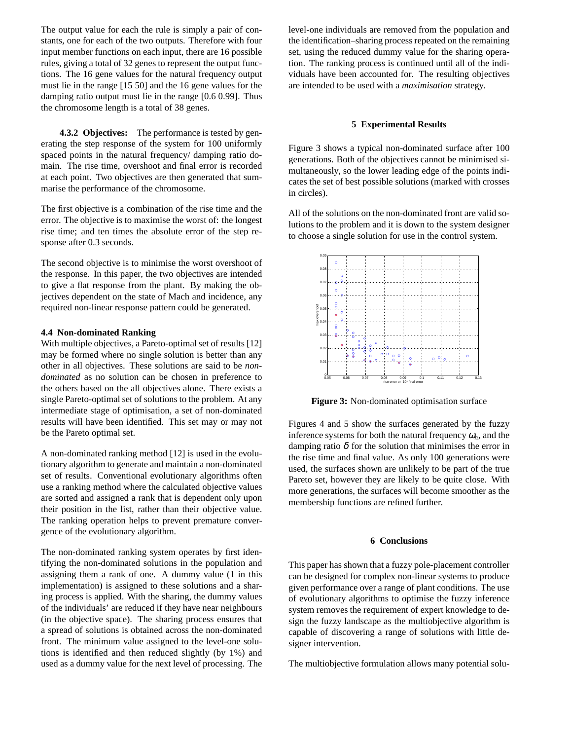The output value for each the rule is simply a pair of constants, one for each of the two outputs. Therefore with four input member functions on each input, there are 16 possible rules, giving a total of 32 genes to represent the output functions. The 16 gene values for the natural frequency output must lie in the range [15 50] and the 16 gene values for the damping ratio output must lie in the range [0.6 0.99]. Thus the chromosome length is a total of 38 genes.

#### 4.3.2 Objectives:

The performance is tested by generating the step response of the system for 100 uniformly spaced points in the natural frequency/ damping ratio domain. The rise time, overshoot and final error is recorded at each point. Two objectives are then generated that summarise the performance of the chromosome.

The first objective is a combination of the rise time and the error. The objective is to maximise the worst of: the longest rise time; and ten times the absolute error of the step response after 0.3 seconds.

The second objective is to minimise the worst overshoot of the response. In this paper, the two objectives are intended to give a flat response from the plant. By making the objectives dependent on the state of Mach and incidence, any required non-linear response pattern could be generated.

### 4.4 Non-dominated Ranking

With multiple objectives, a Pareto-optimal set of results [12] may be formed where no single solution is better than any other in all objectives. These solutions are said to be *non-dominated* as no solution can be chosen in preference to the others based on the all objectives alone. There exists a single Pareto-optimal set of solutions to the problem. At any intermediate stage of optimisation, a set of non-dominated results will have been identified. This set may or may not be the Pareto optimal set.

A non-dominated ranking method [12] is used in the evolutionary algorithm to generate and maintain a non-dominated set of results. Conventional evolutionary algorithms often use a ranking method where the calculated objective values are sorted and assigned a rank that is dependent only upon their position in the list, rather than their objective value. The ranking operation helps to prevent premature convergence of the evolutionary algorithm.

The non-dominated ranking system operates by first identifying the non-dominated solutions in the population and assigning them a rank of one. A dummy value (1 in this implementation) is assigned to these solutions and a sharing process is applied. With the sharing, the dummy values of the individuals' are reduced if they have near neighbours (in the objective space). The sharing process ensures that a spread of solutions is obtained across the non-dominated front. The minimum value assigned to the level-one solutions is identified and then reduced slightly (by 1%) and used as a dummy value for the next level of processing. The level-one individuals are removed from the population and the identification–sharing process repeated on the remaining set, using the reduced dummy value for the sharing operation. The ranking process is continued until all of the individuals have been accounted for. The resulting objectives are intended to be used with a *maximisation* strategy.

## 5 Experimental Results

Figure 3 shows a typical non-dominated surface after 100 generations. Both of the objectives cannot be minimised simultaneously, so the lower leading edge of the points indicates the set of best possible solutions (marked with crosses in circles).

All of the solutions on the non-dominated front are valid solutions to the problem and it is down to the system designer to choose a single solution for use in the control system.

**Figure 3:** Non-dominated optimisation surface

Figures 4 and 5 show the surfaces generated by the fuzzy inference systems for both the natural frequency $\omega_n$, and the damping ratio $\delta$ for the solution that minimises the error in the rise time and final value. As only 100 generations were used, the surfaces shown are unlikely to be part of the true Pareto set, however they are likely to be quite close. With more generations, the surfaces will become smoother as the membership functions are refined further.

## 6 Conclusions

This paper has shown that a fuzzy pole-placement controller can be designed for complex non-linear systems to produce given performance over a range of plant conditions. The use of evolutionary algorithms to optimise the fuzzy inference system removes the requirement of expert knowledge to design the fuzzy landscape as the multiobjective algorithm is capable of discovering a range of solutions with little designer intervention.

The multiobjective formulation allows many potential solu-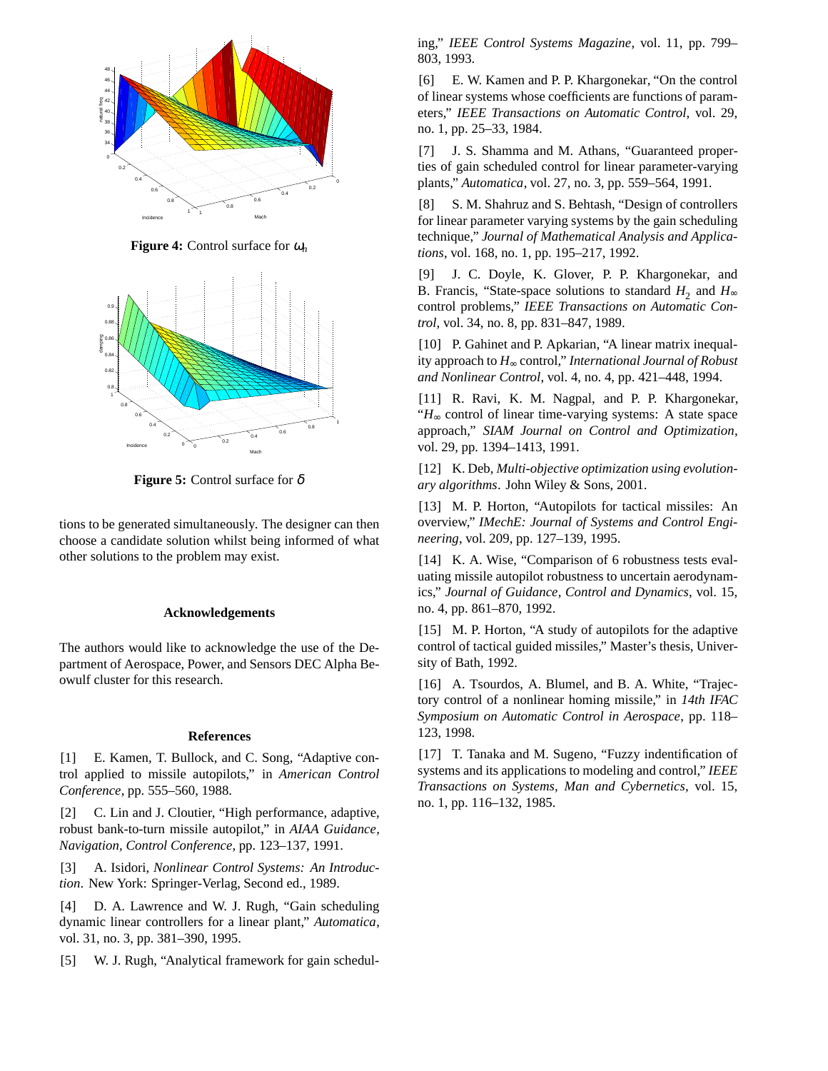48
46
44
42
40
38
36
34
0
natural freq
0.2
0.4
0.6
0.8
1
Incidence
1
0.8
0.6
0.4
0.2
0
Mach

**Figure 4:** Control surface for $\omega_n$

0.9
0.88
0.86
0.84
0.82
0.8
damping
1
0.8
0.6
0.4
0.2
0
Incidence
0
0.2
0.4
0.6
0.8
1
Mach

**Figure 5:** Control surface for $\delta$

tions to be generated simultaneously. The designer can then choose a candidate solution whilst being informed of what other solutions to the problem may exist.

### Acknowledgements

The authors would like to acknowledge the use of the Department of Aerospace, Power, and Sensors DEC Alpha Beowulf cluster for this research.

### References

[1] E. Kamen, T. Bullock, and C. Song, "Adaptive control applied to missile autopilots," in *American Control Conference*, pp. 555–560, 1988.

[2] C. Lin and J. Cloutier, "High performance, adaptive, robust bank-to-turn missile autopilot," in *AIAA Guidance, Navigation, Control Conference*, pp. 123–137, 1991.

[3] A. Isidori, *Nonlinear Control Systems: An Introduction*. New York: Springer-Verlag, Second ed., 1989.

[4] D. A. Lawrence and W. J. Rugh, "Gain scheduling dynamic linear controllers for a linear plant," *Automatica*, vol. 31, no. 3, pp. 381–390, 1995.

[5] W. J. Rugh, "Analytical framework for gain scheduling," *IEEE Control Systems Magazine*, vol. 11, pp. 799–803, 1993.

[6] E. W. Kamen and P. P. Khargonekar, "On the control of linear systems whose coefficients are functions of parameters," *IEEE Transactions on Automatic Control*, vol. 29, no. 1, pp. 25–33, 1984.

[7] J. S. Shamma and M. Athans, "Guaranteed properties of gain scheduled control for linear parameter-varying plants," *Automatica*, vol. 27, no. 3, pp. 559–564, 1991.

[8] S. M. Shahruz and S. Behtash, "Design of controllers for linear parameter varying systems by the gain scheduling technique," *Journal of Mathematical Analysis and Applications*, vol. 168, no. 1, pp. 195–217, 1992.

[9] J. C. Doyle, K. Glover, P. P. Khargonekar, and B. Francis, "State-space solutions to standard $H_2$ and $H_\infty$ control problems," *IEEE Transactions on Automatic Control*, vol. 34, no. 8, pp. 831–847, 1989.

[10] P. Gahinet and P. Apkarian, "A linear matrix inequality approach to $H_\infty$ control," *International Journal of Robust and Nonlinear Control*, vol. 4, no. 4, pp. 421–448, 1994.

[11] R. Ravi, K. M. Nagpal, and P. P. Khargonekar, "$H_\infty$ control of linear time-varying systems: A state space approach," *SIAM Journal on Control and Optimization*, vol. 29, pp. 1394–1413, 1991.

[12] K. Deb, *Multi-objective optimization using evolutionary algorithms*. John Wiley & Sons, 2001.

[13] M. P. Horton, "Autopilots for tactical missiles: An overview," *IMechE: Journal of Systems and Control Engineering*, vol. 209, pp. 127–139, 1995.

[14] K. A. Wise, "Comparison of 6 robustness tests evaluating missile autopilot robustness to uncertain aerodynamics," *Journal of Guidance, Control and Dynamics*, vol. 15, no. 4, pp. 861–870, 1992.

[15] M. P. Horton, "A study of autopilots for the adaptive control of tactical guided missiles," Master's thesis, University of Bath, 1992.

[16] A. Tsourdos, A. Blumel, and B. A. White, "Trajectory control of a nonlinear homing missile," in *14th IFAC Symposium on Automatic Control in Aerospace*, pp. 118–123, 1998.

[17] T. Tanaka and M. Sugeno, "Fuzzy indentification of systems and its applications to modeling and control," *IEEE Transactions on Systems, Man and Cybernetics*, vol. 15, no. 1, pp. 116–132, 1985.